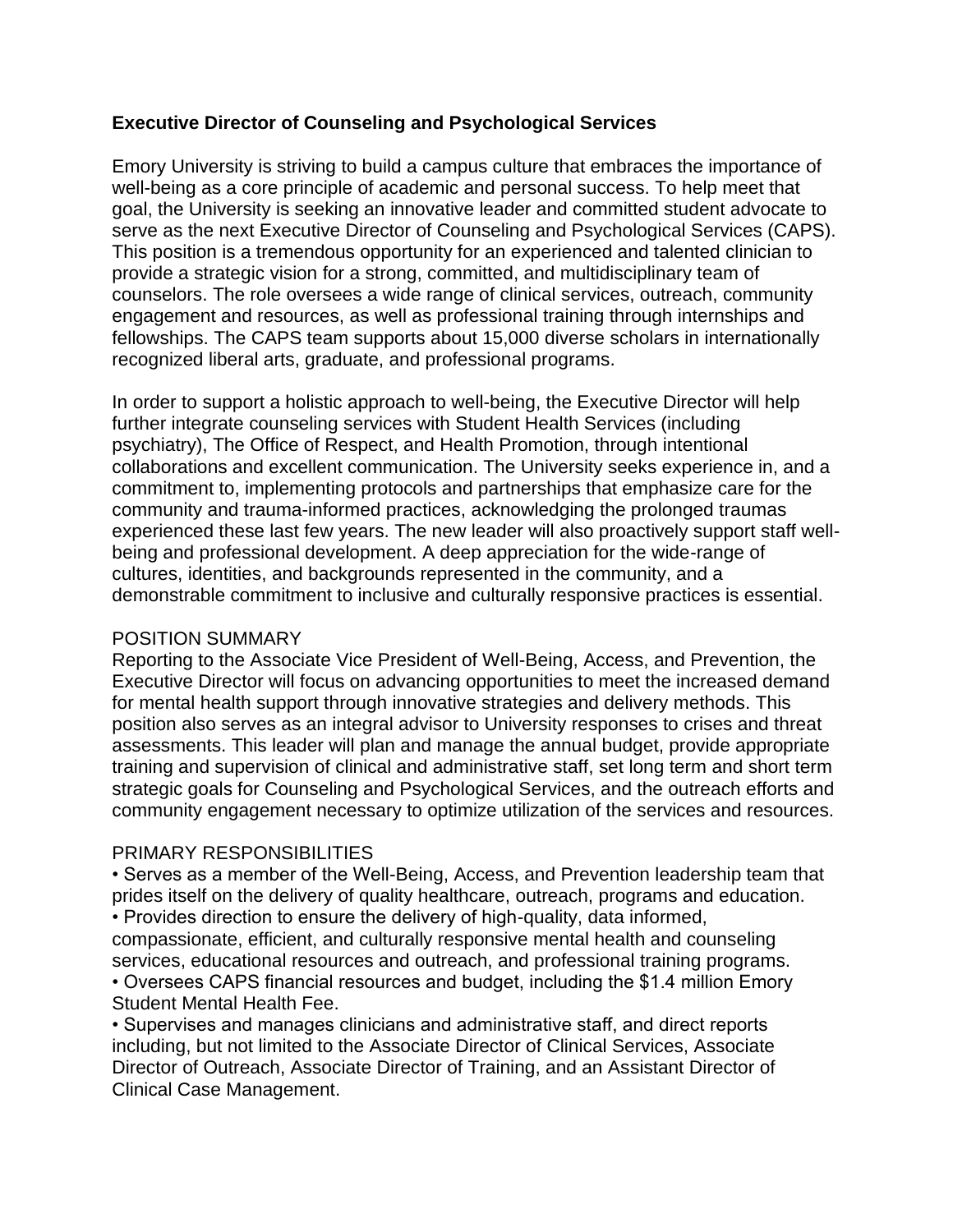# Executive Director of Counseling and Psychological Services

Emory University is striving to build a campus culture that embraces the importance of well-being as a core principle of academic and personal success. To help meet that goal, the University is seeking an innovative leader and committed student advocate to serve as the next Executive Director of Counseling and Psychological Services (CAPS). This position is a tremendous opportunity for an experienced and talented clinician to provide a strategic vision for a strong, committed, and multidisciplinary team of counselors. The role oversees a wide range of clinical services, outreach, community engagement and resources, as well as professional training through internships and fellowships. The CAPS team supports about 15,000 diverse scholars in internationally recognized liberal arts, graduate, and professional programs.

In order to support a holistic approach to well-being, the Executive Director will help further integrate counseling services with Student Health Services (including psychiatry), The Office of Respect, and Health Promotion, through intentional collaborations and excellent communication. The University seeks experience in, and a commitment to, implementing protocols and partnerships that emphasize care for the community and trauma-informed practices, acknowledging the prolonged traumas experienced these last few years. The new leader will also proactively support staff well-being and professional development. A deep appreciation for the wide-range of cultures, identities, and backgrounds represented in the community, and a demonstrable commitment to inclusive and culturally responsive practices is essential.

## POSITION SUMMARY

Reporting to the Associate Vice President of Well-Being, Access, and Prevention, the Executive Director will focus on advancing opportunities to meet the increased demand for mental health support through innovative strategies and delivery methods. This position also serves as an integral advisor to University responses to crises and threat assessments. This leader will plan and manage the annual budget, provide appropriate training and supervision of clinical and administrative staff, set long term and short term strategic goals for Counseling and Psychological Services, and the outreach efforts and community engagement necessary to optimize utilization of the services and resources.

## PRIMARY RESPONSIBILITIES

- Serves as a member of the Well-Being, Access, and Prevention leadership team that prides itself on the delivery of quality healthcare, outreach, programs and education.
- Provides direction to ensure the delivery of high-quality, data informed, compassionate, efficient, and culturally responsive mental health and counseling services, educational resources and outreach, and professional training programs.
- Oversees CAPS financial resources and budget, including the $1.4 million Emory Student Mental Health Fee.
- Supervises and manages clinicians and administrative staff, and direct reports including, but not limited to the Associate Director of Clinical Services, Associate Director of Outreach, Associate Director of Training, and an Assistant Director of Clinical Case Management.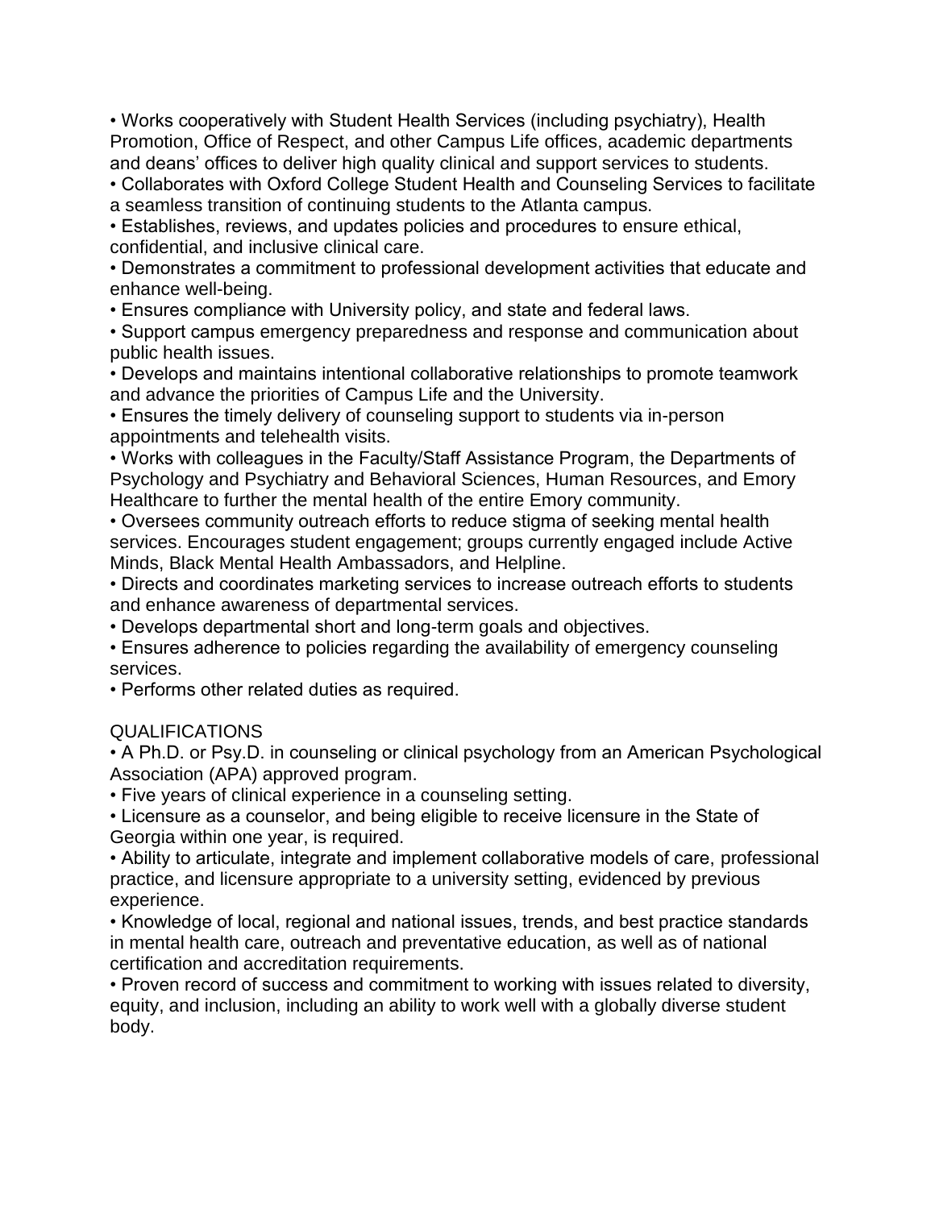- Works cooperatively with Student Health Services (including psychiatry), Health Promotion, Office of Respect, and other Campus Life offices, academic departments and deans' offices to deliver high quality clinical and support services to students.
- Collaborates with Oxford College Student Health and Counseling Services to facilitate a seamless transition of continuing students to the Atlanta campus.
- Establishes, reviews, and updates policies and procedures to ensure ethical, confidential, and inclusive clinical care.
- Demonstrates a commitment to professional development activities that educate and enhance well-being.
- Ensures compliance with University policy, and state and federal laws.
- Support campus emergency preparedness and response and communication about public health issues.
- Develops and maintains intentional collaborative relationships to promote teamwork and advance the priorities of Campus Life and the University.
- Ensures the timely delivery of counseling support to students via in-person appointments and telehealth visits.
- Works with colleagues in the Faculty/Staff Assistance Program, the Departments of Psychology and Psychiatry and Behavioral Sciences, Human Resources, and Emory Healthcare to further the mental health of the entire Emory community.
- Oversees community outreach efforts to reduce stigma of seeking mental health services. Encourages student engagement; groups currently engaged include Active Minds, Black Mental Health Ambassadors, and Helpline.
- Directs and coordinates marketing services to increase outreach efforts to students and enhance awareness of departmental services.
- Develops departmental short and long-term goals and objectives.
- Ensures adherence to policies regarding the availability of emergency counseling services.
- Performs other related duties as required.

QUALIFICATIONS

- A Ph.D. or Psy.D. in counseling or clinical psychology from an American Psychological Association (APA) approved program.
- Five years of clinical experience in a counseling setting.
- Licensure as a counselor, and being eligible to receive licensure in the State of Georgia within one year, is required.
- Ability to articulate, integrate and implement collaborative models of care, professional practice, and licensure appropriate to a university setting, evidenced by previous experience.
- Knowledge of local, regional and national issues, trends, and best practice standards in mental health care, outreach and preventative education, as well as of national certification and accreditation requirements.
- Proven record of success and commitment to working with issues related to diversity, equity, and inclusion, including an ability to work well with a globally diverse student body.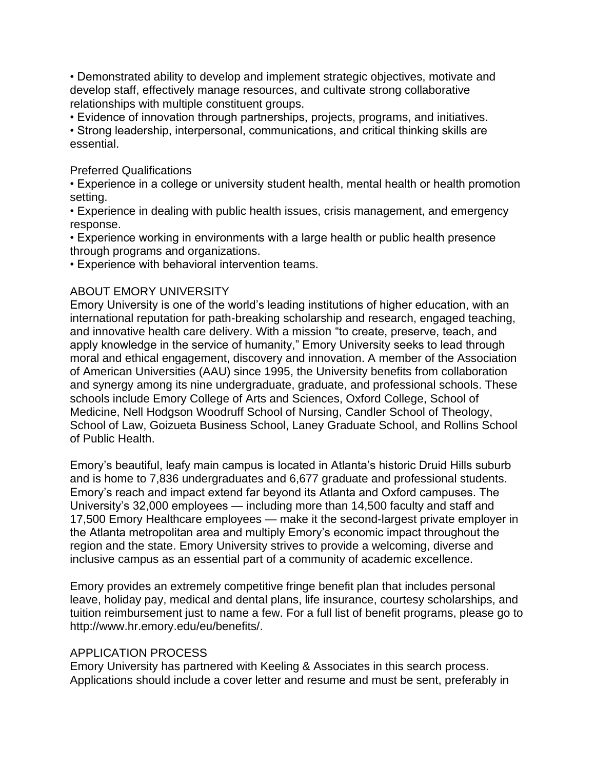- Demonstrated ability to develop and implement strategic objectives, motivate and develop staff, effectively manage resources, and cultivate strong collaborative relationships with multiple constituent groups.
- Evidence of innovation through partnerships, projects, programs, and initiatives.
- Strong leadership, interpersonal, communications, and critical thinking skills are essential.

Preferred Qualifications

- Experience in a college or university student health, mental health or health promotion setting.
- Experience in dealing with public health issues, crisis management, and emergency response.
- Experience working in environments with a large health or public health presence through programs and organizations.
- Experience with behavioral intervention teams.

## ABOUT EMORY UNIVERSITY

Emory University is one of the world's leading institutions of higher education, with an international reputation for path-breaking scholarship and research, engaged teaching, and innovative health care delivery. With a mission "to create, preserve, teach, and apply knowledge in the service of humanity," Emory University seeks to lead through moral and ethical engagement, discovery and innovation. A member of the Association of American Universities (AAU) since 1995, the University benefits from collaboration and synergy among its nine undergraduate, graduate, and professional schools. These schools include Emory College of Arts and Sciences, Oxford College, School of Medicine, Nell Hodgson Woodruff School of Nursing, Candler School of Theology, School of Law, Goizueta Business School, Laney Graduate School, and Rollins School of Public Health.

Emory's beautiful, leafy main campus is located in Atlanta's historic Druid Hills suburb and is home to 7,836 undergraduates and 6,677 graduate and professional students. Emory's reach and impact extend far beyond its Atlanta and Oxford campuses. The University's 32,000 employees — including more than 14,500 faculty and staff and 17,500 Emory Healthcare employees — make it the second-largest private employer in the Atlanta metropolitan area and multiply Emory's economic impact throughout the region and the state. Emory University strives to provide a welcoming, diverse and inclusive campus as an essential part of a community of academic excellence.

Emory provides an extremely competitive fringe benefit plan that includes personal leave, holiday pay, medical and dental plans, life insurance, courtesy scholarships, and tuition reimbursement just to name a few. For a full list of benefit programs, please go to http://www.hr.emory.edu/eu/benefits/.

## APPLICATION PROCESS

Emory University has partnered with Keeling & Associates in this search process. Applications should include a cover letter and resume and must be sent, preferably in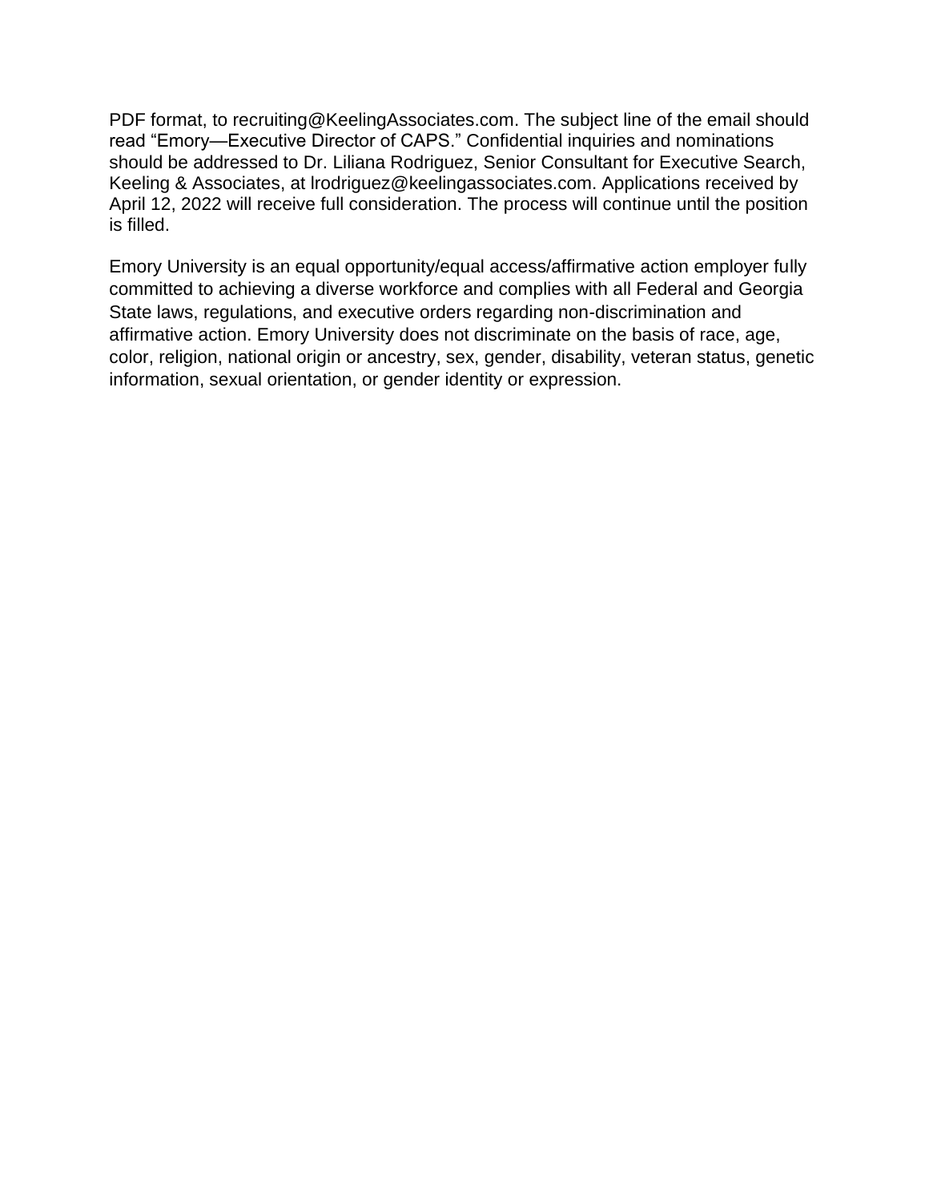PDF format, to recruiting@KeelingAssociates.com. The subject line of the email should read “Emory—Executive Director of CAPS.” Confidential inquiries and nominations should be addressed to Dr. Liliana Rodriguez, Senior Consultant for Executive Search, Keeling & Associates, at lrodriguez@keelingassociates.com. Applications received by April 12, 2022 will receive full consideration. The process will continue until the position is filled.

Emory University is an equal opportunity/equal access/affirmative action employer fully committed to achieving a diverse workforce and complies with all Federal and Georgia State laws, regulations, and executive orders regarding non-discrimination and affirmative action. Emory University does not discriminate on the basis of race, age, color, religion, national origin or ancestry, sex, gender, disability, veteran status, genetic information, sexual orientation, or gender identity or expression.